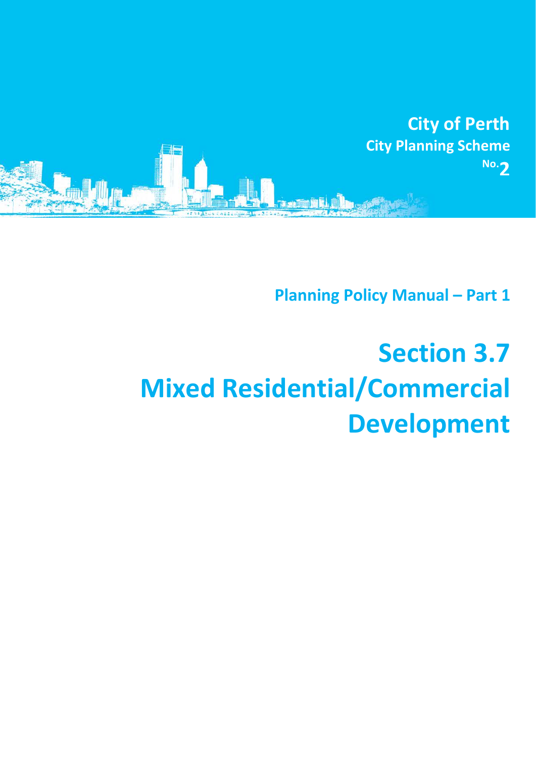**City of Perth**

**City Planning Scheme No. 2**

**Planning Policy Manual – Part 1**

# Section 3.7 Mixed Residential/Commercial Development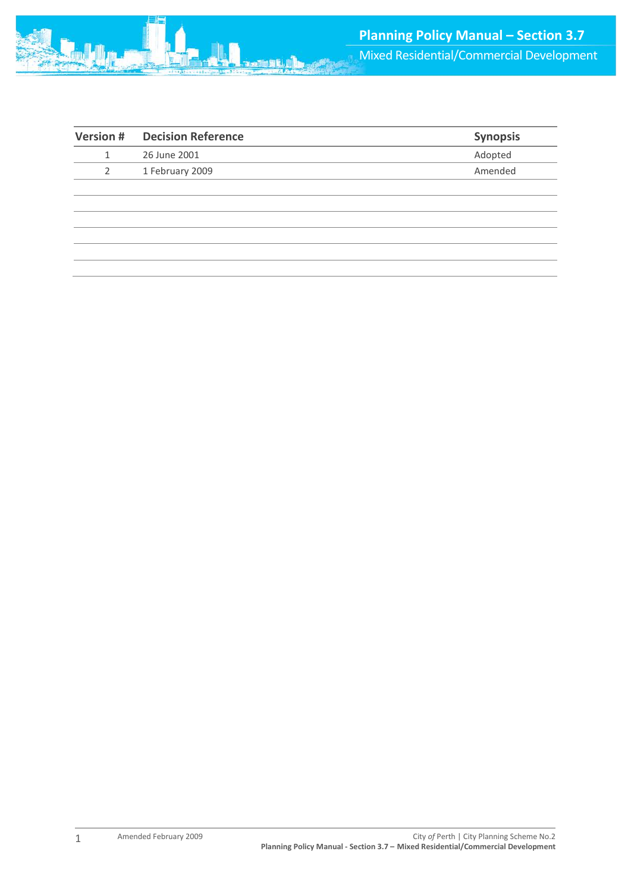| Version # | Decision Reference | Synopsis |
| --- | --- | --- |
| 1 | 26 June 2001 | Adopted |
| 2 | 1 February 2009 | Amended |
| | | |
| | | |
| | | |
| | | |
| | | |
| | | |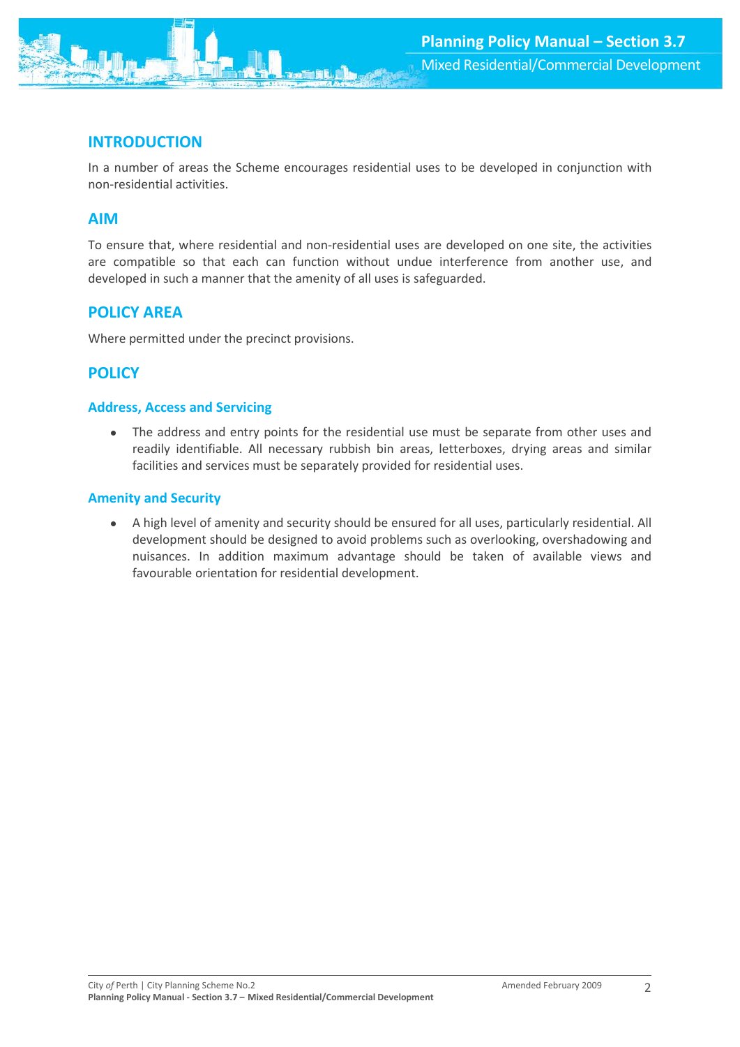## INTRODUCTION

In a number of areas the Scheme encourages residential uses to be developed in conjunction with non-residential activities.

## AIM

To ensure that, where residential and non-residential uses are developed on one site, the activities are compatible so that each can function without undue interference from another use, and developed in such a manner that the amenity of all uses is safeguarded.

## POLICY AREA

Where permitted under the precinct provisions.

## POLICY

### Address, Access and Servicing

- The address and entry points for the residential use must be separate from other uses and readily identifiable. All necessary rubbish bin areas, letterboxes, drying areas and similar facilities and services must be separately provided for residential uses.

### Amenity and Security

- A high level of amenity and security should be ensured for all uses, particularly residential. All development should be designed to avoid problems such as overlooking, overshadowing and nuisances. In addition maximum advantage should be taken of available views and favourable orientation for residential development.